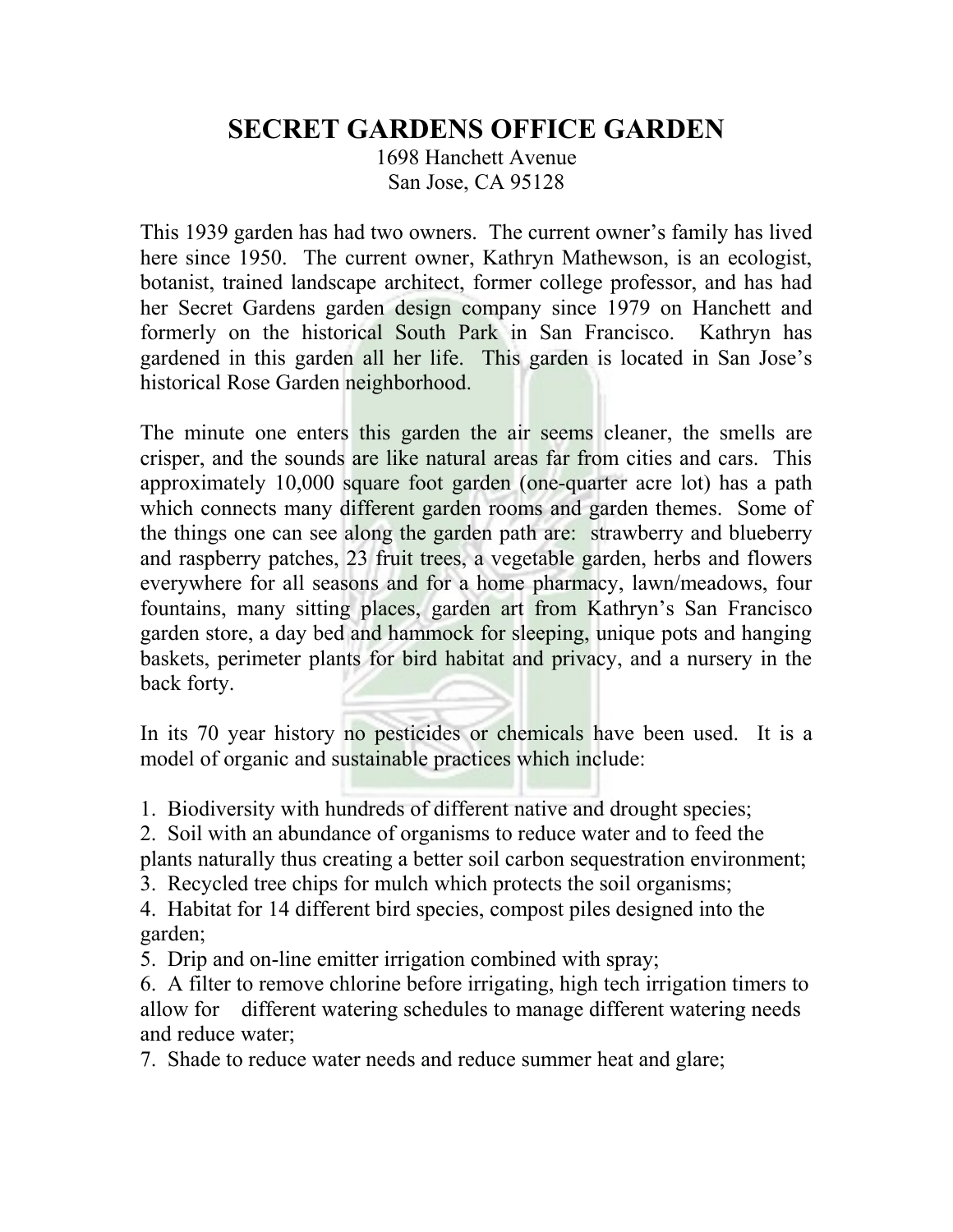# SECRET GARDENS OFFICE GARDEN

1698 Hanchett Avenue
San Jose, CA 95128

This 1939 garden has had two owners. The current owner's family has lived here since 1950. The current owner, Kathryn Mathewson, is an ecologist, botanist, trained landscape architect, former college professor, and has had her Secret Gardens garden design company since 1979 on Hanchett and formerly on the historical South Park in San Francisco. Kathryn has gardened in this garden all her life. This garden is located in San Jose's historical Rose Garden neighborhood.

The minute one enters this garden the air seems cleaner, the smells are crisper, and the sounds are like natural areas far from cities and cars. This approximately 10,000 square foot garden (one-quarter acre lot) has a path which connects many different garden rooms and garden themes. Some of the things one can see along the garden path are: strawberry and blueberry and raspberry patches, 23 fruit trees, a vegetable garden, herbs and flowers everywhere for all seasons and for a home pharmacy, lawn/meadows, four fountains, many sitting places, garden art from Kathryn's San Francisco garden store, a day bed and hammock for sleeping, unique pots and hanging baskets, perimeter plants for bird habitat and privacy, and a nursery in the back forty.

In its 70 year history no pesticides or chemicals have been used. It is a model of organic and sustainable practices which include:

1. Biodiversity with hundreds of different native and drought species;
2. Soil with an abundance of organisms to reduce water and to feed the plants naturally thus creating a better soil carbon sequestration environment;
3. Recycled tree chips for mulch which protects the soil organisms;
4. Habitat for 14 different bird species, compost piles designed into the garden;
5. Drip and on-line emitter irrigation combined with spray;
6. A filter to remove chlorine before irrigating, high tech irrigation timers to allow for different watering schedules to manage different watering needs and reduce water;
7. Shade to reduce water needs and reduce summer heat and glare;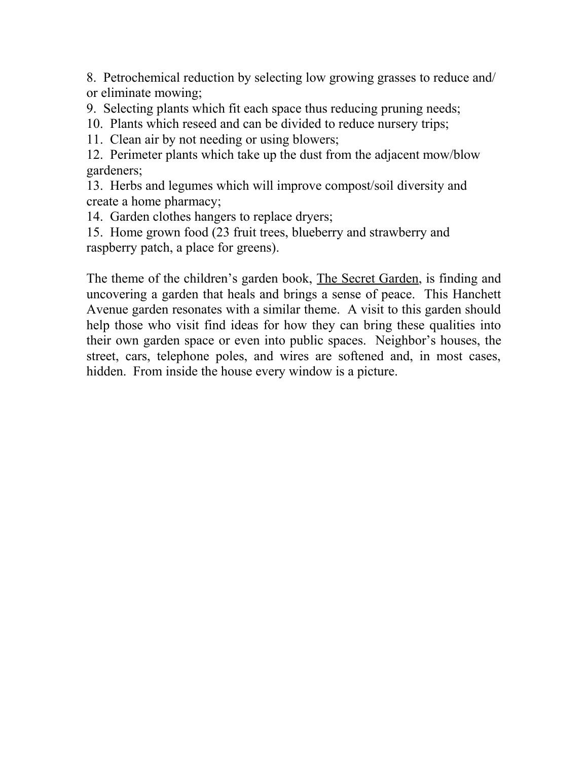8. Petrochemical reduction by selecting low growing grasses to reduce and/ or eliminate mowing;

9. Selecting plants which fit each space thus reducing pruning needs;

10. Plants which reseed and can be divided to reduce nursery trips;

11. Clean air by not needing or using blowers;

12. Perimeter plants which take up the dust from the adjacent mow/blow gardeners;

13. Herbs and legumes which will improve compost/soil diversity and create a home pharmacy;

14. Garden clothes hangers to replace dryers;

15. Home grown food (23 fruit trees, blueberry and strawberry and raspberry patch, a place for greens).

The theme of the children's garden book, <u>The Secret Garden</u>, is finding and uncovering a garden that heals and brings a sense of peace. This Hanchett Avenue garden resonates with a similar theme. A visit to this garden should help those who visit find ideas for how they can bring these qualities into their own garden space or even into public spaces. Neighbor's houses, the street, cars, telephone poles, and wires are softened and, in most cases, hidden. From inside the house every window is a picture.